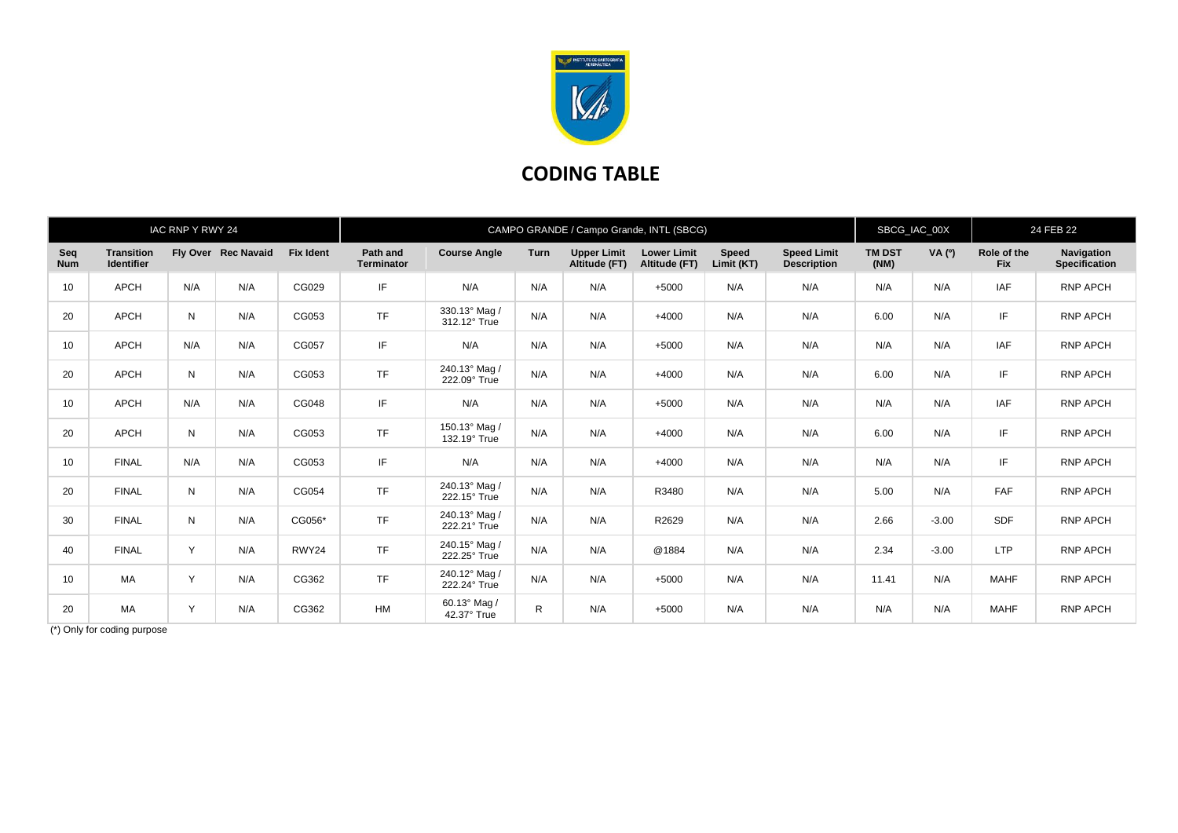# CODING TABLE

| IAC RNP Y RWY 24 | | | | | CAMPO GRANDE / Campo Grande, INTL (SBCG) | | | | | | SBCG_IAC_00X | | 24 FEB 22 | |
|---|---|---|---|---|---|---|---|---|---|---|---|---|---|---|
| **Seq Num** | **Transition Identifier** | **Fly Over** | **Rec Navaid** | **Fix Ident** | **Path and Terminator** | **Course Angle** | **Turn** | **Upper Limit Altitude (FT)** | **Lower Limit Altitude (FT)** | **Speed Limit (KT)** | **Speed Limit Description** | **TM DST (NM)** | **VA (º)** | **Role of the Fix** | **Navigation Specification** |
| 10 | APCH | N/A | N/A | CG029 | IF | N/A | N/A | N/A | +5000 | N/A | N/A | N/A | N/A | IAF | RNP APCH |
| 20 | APCH | N | N/A | CG053 | TF | 330.13° Mag / 312.12° True | N/A | N/A | +4000 | N/A | N/A | 6.00 | N/A | IF | RNP APCH |
| 10 | APCH | N/A | N/A | CG057 | IF | N/A | N/A | N/A | +5000 | N/A | N/A | N/A | N/A | IAF | RNP APCH |
| 20 | APCH | N | N/A | CG053 | TF | 240.13° Mag / 222.09° True | N/A | N/A | +4000 | N/A | N/A | 6.00 | N/A | IF | RNP APCH |
| 10 | APCH | N/A | N/A | CG048 | IF | N/A | N/A | N/A | +5000 | N/A | N/A | N/A | N/A | IAF | RNP APCH |
| 20 | APCH | N | N/A | CG053 | TF | 150.13° Mag / 132.19° True | N/A | N/A | +4000 | N/A | N/A | 6.00 | N/A | IF | RNP APCH |
| 10 | FINAL | N/A | N/A | CG053 | IF | N/A | N/A | N/A | +4000 | N/A | N/A | N/A | N/A | IF | RNP APCH |
| 20 | FINAL | N | N/A | CG054 | TF | 240.13° Mag / 222.15° True | N/A | N/A | R3480 | N/A | N/A | 5.00 | N/A | FAF | RNP APCH |
| 30 | FINAL | N | N/A | CG056* | TF | 240.13° Mag / 222.21° True | N/A | N/A | R2629 | N/A | N/A | 2.66 | -3.00 | SDF | RNP APCH |
| 40 | FINAL | Y | N/A | RWY24 | TF | 240.15° Mag / 222.25° True | N/A | N/A | @1884 | N/A | N/A | 2.34 | -3.00 | LTP | RNP APCH |
| 10 | MA | Y | N/A | CG362 | TF | 240.12° Mag / 222.24° True | N/A | N/A | +5000 | N/A | N/A | 11.41 | N/A | MAHF | RNP APCH |
| 20 | MA | Y | N/A | CG362 | HM | 60.13° Mag / 42.37° True | R | N/A | +5000 | N/A | N/A | N/A | N/A | MAHF | RNP APCH |

(*) Only for coding purpose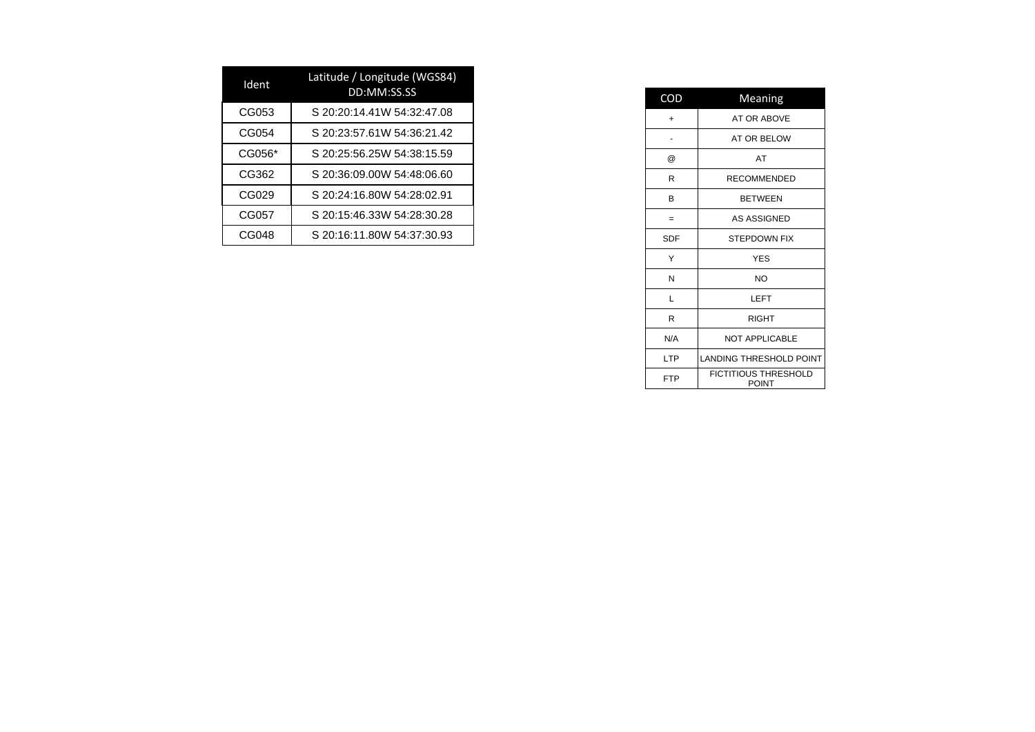| Ident | Latitude / Longitude (WGS84) DD:MM:SS.SS |
| --- | --- |
| CG053 | S 20:20:14.41W 54:32:47.08 |
| CG054 | S 20:23:57.61W 54:36:21.42 |
| CG056* | S 20:25:56.25W 54:38:15.59 |
| CG362 | S 20:36:09.00W 54:48:06.60 |
| CG029 | S 20:24:16.80W 54:28:02.91 |
| CG057 | S 20:15:46.33W 54:28:30.28 |
| CG048 | S 20:16:11.80W 54:37:30.93 |

| COD | Meaning |
| --- | --- |
| + | AT OR ABOVE |
| - | AT OR BELOW |
| @ | AT |
| R | RECOMMENDED |
| B | BETWEEN |
| = | AS ASSIGNED |
| SDF | STEPDOWN FIX |
| Y | YES |
| N | NO |
| L | LEFT |
| R | RIGHT |
| N/A | NOT APPLICABLE |
| LTP | LANDING THRESHOLD POINT |
| FTP | FICTITIOUS THRESHOLD POINT |